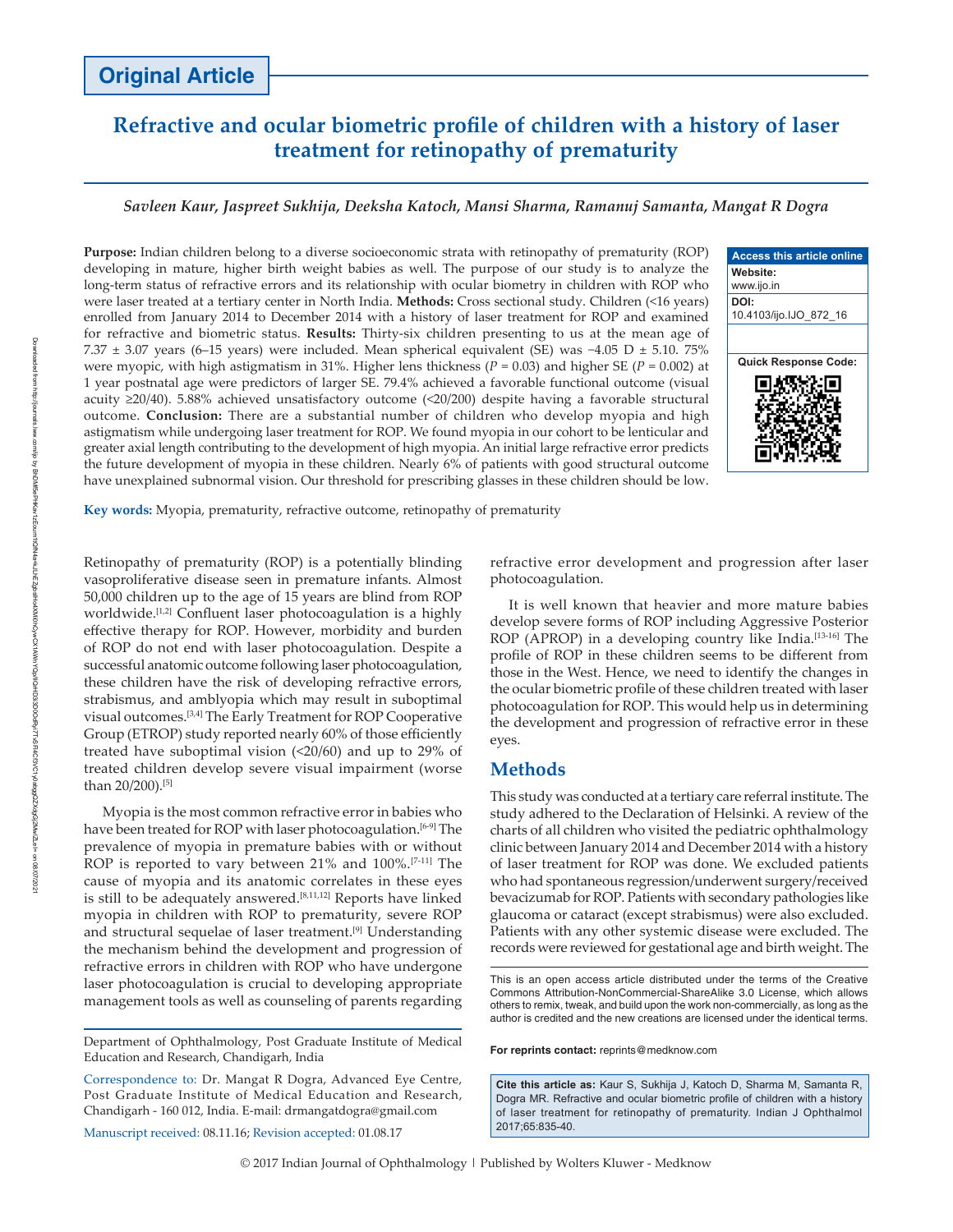Original Article

# Refractive and ocular biometric profile of children with a history of laser treatment for retinopathy of prematurity

*Savleen Kaur, Jaspreet Sukhija, Deeksha Katoch, Mansi Sharma, Ramanuj Samanta, Mangat R Dogra*

**Purpose:** Indian children belong to a diverse socioeconomic strata with retinopathy of prematurity (ROP) developing in mature, higher birth weight babies as well. The purpose of our study is to analyze the long-term status of refractive errors and its relationship with ocular biometry in children with ROP who were laser treated at a tertiary center in North India. **Methods:** Cross sectional study. Children (<16 years) enrolled from January 2014 to December 2014 with a history of laser treatment for ROP and examined for refractive and biometric status. **Results:** Thirty-six children presenting to us at the mean age of 7.37 ± 3.07 years (6–15 years) were included. Mean spherical equivalent (SE) was −4.05 D ± 5.10. 75% were myopic, with high astigmatism in 31%. Higher lens thickness ($P = 0.03$) and higher SE ($P = 0.002$) at 1 year postnatal age were predictors of larger SE. 79.4% achieved a favorable functional outcome (visual acuity ≥20/40). 5.88% achieved unsatisfactory outcome (<20/200) despite having a favorable structural outcome. **Conclusion:** There are a substantial number of children who develop myopia and high astigmatism while undergoing laser treatment for ROP. We found myopia in our cohort to be lenticular and greater axial length contributing to the development of high myopia. An initial large refractive error predicts the future development of myopia in these children. Nearly 6% of patients with good structural outcome have unexplained subnormal vision. Our threshold for prescribing glasses in these children should be low.

**Key words:** Myopia, prematurity, refractive outcome, retinopathy of prematurity

Access this article online
Website: www.ijo.in
DOI: 10.4103/ijo.IJO_872_16

Retinopathy of prematurity (ROP) is a potentially blinding vasoproliferative disease seen in premature infants. Almost 50,000 children up to the age of 15 years are blind from ROP worldwide.[1,2] Confluent laser photocoagulation is a highly effective therapy for ROP. However, morbidity and burden of ROP do not end with laser photocoagulation. Despite a successful anatomic outcome following laser photocoagulation, these children have the risk of developing refractive errors, strabismus, and amblyopia which may result in suboptimal visual outcomes.[3,4] The Early Treatment for ROP Cooperative Group (ETROP) study reported nearly 60% of those efficiently treated have suboptimal vision (<20/60) and up to 29% of treated children develop severe visual impairment (worse than 20/200).[5]

Myopia is the most common refractive error in babies who have been treated for ROP with laser photocoagulation.[6-9] The prevalence of myopia in premature babies with or without ROP is reported to vary between 21% and 100%.[7-11] The cause of myopia and its anatomic correlates in these eyes is still to be adequately answered.[8,11,12] Reports have linked myopia in children with ROP to prematurity, severe ROP and structural sequelae of laser treatment.[9] Understanding the mechanism behind the development and progression of refractive errors in children with ROP who have undergone laser photocoagulation is crucial to developing appropriate management tools as well as counseling of parents regarding refractive error development and progression after laser photocoagulation.

It is well known that heavier and more mature babies develop severe forms of ROP including Aggressive Posterior ROP (APROP) in a developing country like India.[13-16] The profile of ROP in these children seems to be different from those in the West. Hence, we need to identify the changes in the ocular biometric profile of these children treated with laser photocoagulation for ROP. This would help us in determining the development and progression of refractive error in these eyes.

## Methods

This study was conducted at a tertiary care referral institute. The study adhered to the Declaration of Helsinki. A review of the charts of all children who visited the pediatric ophthalmology clinic between January 2014 and December 2014 with a history of laser treatment for ROP was done. We excluded patients who had spontaneous regression/underwent surgery/received bevacizumab for ROP. Patients with secondary pathologies like glaucoma or cataract (except strabismus) were also excluded. Patients with any other systemic disease were excluded. The records were reviewed for gestational age and birth weight. The

Department of Ophthalmology, Post Graduate Institute of Medical Education and Research, Chandigarh, India

Correspondence to: Dr. Mangat R Dogra, Advanced Eye Centre, Post Graduate Institute of Medical Education and Research, Chandigarh - 160 012, India. E-mail: drmangatdogra@gmail.com

Manuscript received: 08.11.16; Revision accepted: 01.08.17

This is an open access article distributed under the terms of the Creative Commons Attribution-NonCommercial-ShareAlike 3.0 License, which allows others to remix, tweak, and build upon the work non-commercially, as long as the author is credited and the new creations are licensed under the identical terms.

**For reprints contact:** reprints@medknow.com

**Cite this article as:** Kaur S, Sukhija J, Katoch D, Sharma M, Samanta R, Dogra MR. Refractive and ocular biometric profile of children with a history of laser treatment for retinopathy of prematurity. Indian J Ophthalmol 2017;65:835-40.

© 2017 Indian Journal of Ophthalmology | Published by Wolters Kluwer - Medknow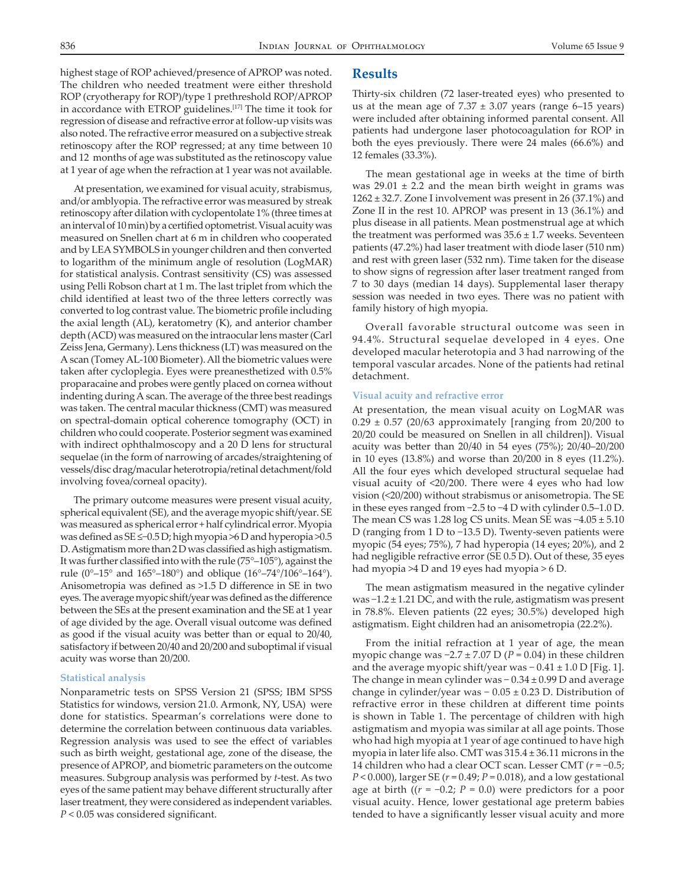highest stage of ROP achieved/presence of APROP was noted. The children who needed treatment were either threshold ROP (cryotherapy for ROP)/type 1 prethreshold ROP/APROP in accordance with ETROP guidelines.[17] The time it took for regression of disease and refractive error at follow-up visits was also noted. The refractive error measured on a subjective streak retinoscopy after the ROP regressed; at any time between 10 and 12 months of age was substituted as the retinoscopy value at 1 year of age when the refraction at 1 year was not available.

At presentation, we examined for visual acuity, strabismus, and/or amblyopia. The refractive error was measured by streak retinoscopy after dilation with cyclopentolate 1% (three times at an interval of 10 min) by a certified optometrist. Visual acuity was measured on Snellen chart at 6 m in children who cooperated and by LEA SYMBOLS in younger children and then converted to logarithm of the minimum angle of resolution (LogMAR) for statistical analysis. Contrast sensitivity (CS) was assessed using Pelli Robson chart at 1 m. The last triplet from which the child identified at least two of the three letters correctly was converted to log contrast value. The biometric profile including the axial length (AL), keratometry (K), and anterior chamber depth (ACD) was measured on the intraocular lens master (Carl Zeiss Jena, Germany). Lens thickness (LT) was measured on the A scan (Tomey AL-100 Biometer). All the biometric values were taken after cycloplegia. Eyes were preanesthetized with 0.5% proparacaine and probes were gently placed on cornea without indenting during A scan. The average of the three best readings was taken. The central macular thickness (CMT) was measured on spectral-domain optical coherence tomography (OCT) in children who could cooperate. Posterior segment was examined with indirect ophthalmoscopy and a 20 D lens for structural sequelae (in the form of narrowing of arcades/straightening of vessels/disc drag/macular heterotropia/retinal detachment/fold involving fovea/corneal opacity).

The primary outcome measures were present visual acuity, spherical equivalent (SE), and the average myopic shift/year. SE was measured as spherical error + half cylindrical error. Myopia was defined as SE ≤–0.5 D; high myopia >6 D and hyperopia >0.5 D. Astigmatism more than 2 D was classified as high astigmatism. It was further classified into with the rule (75°–105°), against the rule (0°–15° and 165°–180°) and oblique (16°–74°/106°–164°). Anisometropia was defined as >1.5 D difference in SE in two eyes. The average myopic shift/year was defined as the difference between the SEs at the present examination and the SE at 1 year of age divided by the age. Overall visual outcome was defined as good if the visual acuity was better than or equal to 20/40, satisfactory if between 20/40 and 20/200 and suboptimal if visual acuity was worse than 20/200.

### Statistical analysis

Nonparametric tests on SPSS Version 21 (SPSS; IBM SPSS Statistics for windows, version 21.0. Armonk, NY, USA) were done for statistics. Spearman's correlations were done to determine the correlation between continuous data variables. Regression analysis was used to see the effect of variables such as birth weight, gestational age, zone of the disease, the presence of APROP, and biometric parameters on the outcome measures. Subgroup analysis was performed by *t*-test. As two eyes of the same patient may behave different structurally after laser treatment, they were considered as independent variables. $P < 0.05$ was considered significant.

## Results

Thirty-six children (72 laser-treated eyes) who presented to us at the mean age of 7.37 ± 3.07 years (range 6–15 years) were included after obtaining informed parental consent. All patients had undergone laser photocoagulation for ROP in both the eyes previously. There were 24 males (66.6%) and 12 females (33.3%).

The mean gestational age in weeks at the time of birth was 29.01 ± 2.2 and the mean birth weight in grams was 1262 ± 32.7. Zone I involvement was present in 26 (37.1%) and Zone II in the rest 10. APROP was present in 13 (36.1%) and plus disease in all patients. Mean postmenstrual age at which the treatment was performed was 35.6 ± 1.7 weeks. Seventeen patients (47.2%) had laser treatment with diode laser (510 nm) and rest with green laser (532 nm). Time taken for the disease to show signs of regression after laser treatment ranged from 7 to 30 days (median 14 days). Supplemental laser therapy session was needed in two eyes. There was no patient with family history of high myopia.

Overall favorable structural outcome was seen in 94.4%. Structural sequelae developed in 4 eyes. One developed macular heterotopia and 3 had narrowing of the temporal vascular arcades. None of the patients had retinal detachment.

### Visual acuity and refractive error

At presentation, the mean visual acuity on LogMAR was 0.29 ± 0.57 (20/63 approximately [ranging from 20/200 to 20/20 could be measured on Snellen in all children]). Visual acuity was better than 20/40 in 54 eyes (75%); 20/40–20/200 in 10 eyes (13.8%) and worse than 20/200 in 8 eyes (11.2%). All the four eyes which developed structural sequelae had visual acuity of <20/200. There were 4 eyes who had low vision (<20/200) without strabismus or anisometropia. The SE in these eyes ranged from −2.5 to −4 D with cylinder 0.5–1.0 D. The mean CS was 1.28 log CS units. Mean SE was −4.05 ± 5.10 D (ranging from 1 D to −13.5 D). Twenty-seven patients were myopic (54 eyes; 75%), 7 had hyperopia (14 eyes; 20%), and 2 had negligible refractive error (SE 0.5 D). Out of these, 35 eyes had myopia >4 D and 19 eyes had myopia > 6 D.

The mean astigmatism measured in the negative cylinder was −1.2 ± 1.21 DC, and with the rule, astigmatism was present in 78.8%. Eleven patients (22 eyes; 30.5%) developed high astigmatism. Eight children had an anisometropia (22.2%).

From the initial refraction at 1 year of age, the mean myopic change was −2.7 ± 7.07 D ($P = 0.04$) in these children and the average myopic shift/year was − 0.41 ± 1.0 D [Fig. 1]. The change in mean cylinder was − 0.34 ± 0.99 D and average change in cylinder/year was − 0.05 ± 0.23 D. Distribution of refractive error in these children at different time points is shown in Table 1. The percentage of children with high astigmatism and myopia was similar at all age points. Those who had high myopia at 1 year of age continued to have high myopia in later life also. CMT was 315.4 ± 36.11 microns in the 14 children who had a clear OCT scan. Lesser CMT ($r = -0.5$; $P < 0.000$), larger SE ($r = 0.49$; $P = 0.018$), and a low gestational age at birth (($r = -0.2$; $P = 0.0$) were predictors for a poor visual acuity. Hence, lower gestational age preterm babies tended to have a significantly lesser visual acuity and more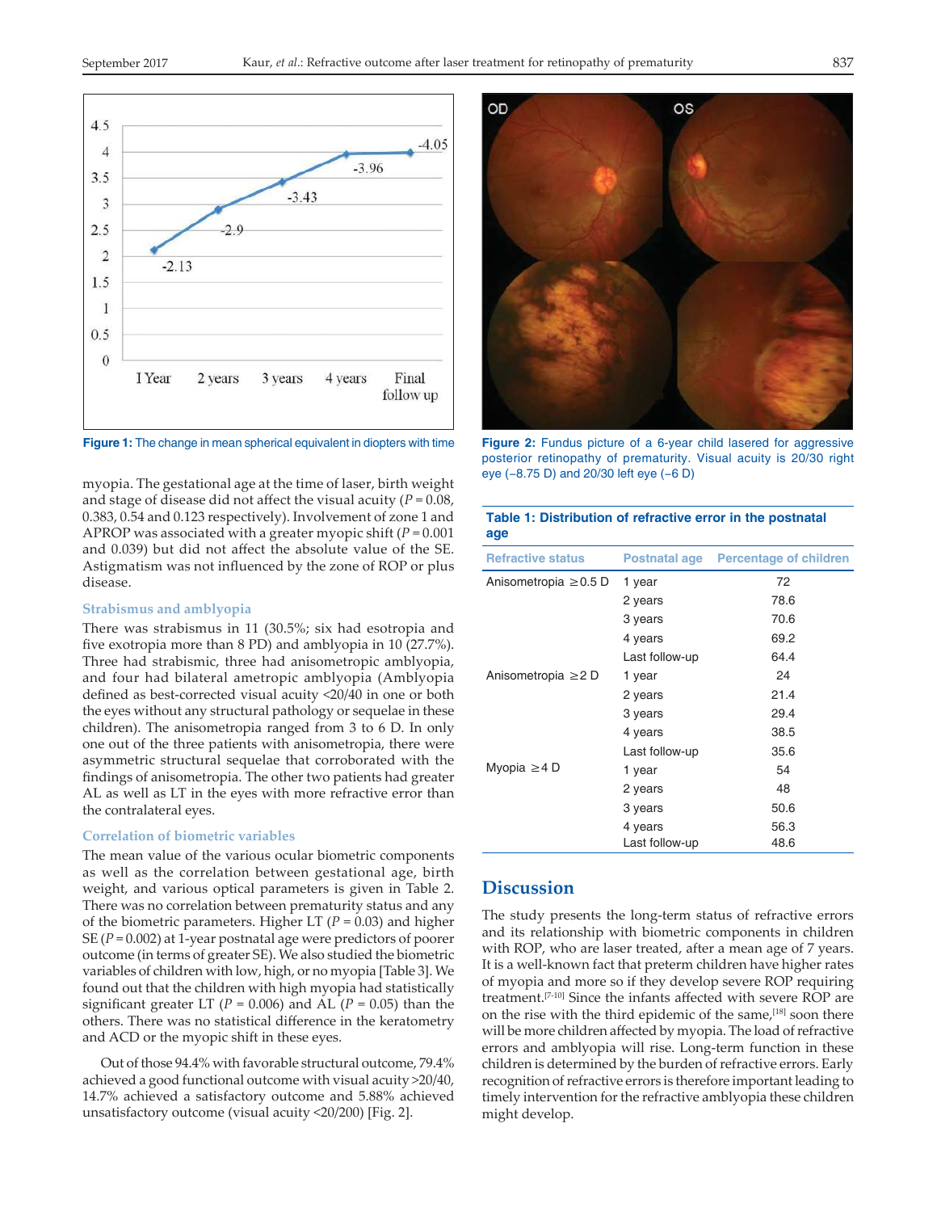Figure 1: The change in mean spherical equivalent in diopters with time

Figure 2: Fundus picture of a 6-year child lasered for aggressive posterior retinopathy of prematurity. Visual acuity is 20/30 right eye (−8.75 D) and 20/30 left eye (−6 D)

myopia. The gestational age at the time of laser, birth weight and stage of disease did not affect the visual acuity ($P = 0.08$, 0.383, 0.54 and 0.123 respectively). Involvement of zone 1 and APROP was associated with a greater myopic shift ($P = 0.001$ and 0.039) but did not affect the absolute value of the SE. Astigmatism was not influenced by the zone of ROP or plus disease.

### Strabismus and amblyopia

There was strabismus in 11 (30.5%; six had esotropia and five exotropia more than 8 PD) and amblyopia in 10 (27.7%). Three had strabismic, three had anisometropic amblyopia, and four had bilateral ametropic amblyopia (Amblyopia defined as best-corrected visual acuity <20/40 in one or both the eyes without any structural pathology or sequelae in these children). The anisometropia ranged from 3 to 6 D. In only one out of the three patients with anisometropia, there were asymmetric structural sequelae that corroborated with the findings of anisometropia. The other two patients had greater AL as well as LT in the eyes with more refractive error than the contralateral eyes.

### Correlation of biometric variables

The mean value of the various ocular biometric components as well as the correlation between gestational age, birth weight, and various optical parameters is given in Table 2. There was no correlation between prematurity status and any of the biometric parameters. Higher LT ($P = 0.03$) and higher SE ($P = 0.002$) at 1-year postnatal age were predictors of poorer outcome (in terms of greater SE). We also studied the biometric variables of children with low, high, or no myopia [Table 3]. We found out that the children with high myopia had statistically significant greater LT ($P = 0.006$) and AL ($P = 0.05$) than the others. There was no statistical difference in the keratometry and ACD or the myopic shift in these eyes.

Out of those 94.4% with favorable structural outcome, 79.4% achieved a good functional outcome with visual acuity >20/40, 14.7% achieved a satisfactory outcome and 5.88% achieved unsatisfactory outcome (visual acuity <20/200) [Fig. 2].

**Table 1: Distribution of refractive error in the postnatal age**

| Refractive status | Postnatal age | Percentage of children |
|---|---|---|
| Anisometropia ≥0.5 D | 1 year | 72 |
| | 2 years | 78.6 |
| | 3 years | 70.6 |
| | 4 years | 69.2 |
| | Last follow-up | 64.4 |
| Anisometropia ≥2 D | 1 year | 24 |
| | 2 years | 21.4 |
| | 3 years | 29.4 |
| | 4 years | 38.5 |
| | Last follow-up | 35.6 |
| Myopia ≥4 D | 1 year | 54 |
| | 2 years | 48 |
| | 3 years | 50.6 |
| | 4 years | 56.3 |
| | Last follow-up | 48.6 |

## Discussion

The study presents the long-term status of refractive errors and its relationship with biometric components in children with ROP, who are laser treated, after a mean age of 7 years. It is a well-known fact that preterm children have higher rates of myopia and more so if they develop severe ROP requiring treatment.[7-10] Since the infants affected with severe ROP are on the rise with the third epidemic of the same,[18] soon there will be more children affected by myopia. The load of refractive errors and amblyopia will rise. Long-term function in these children is determined by the burden of refractive errors. Early recognition of refractive errors is therefore important leading to timely intervention for the refractive amblyopia these children might develop.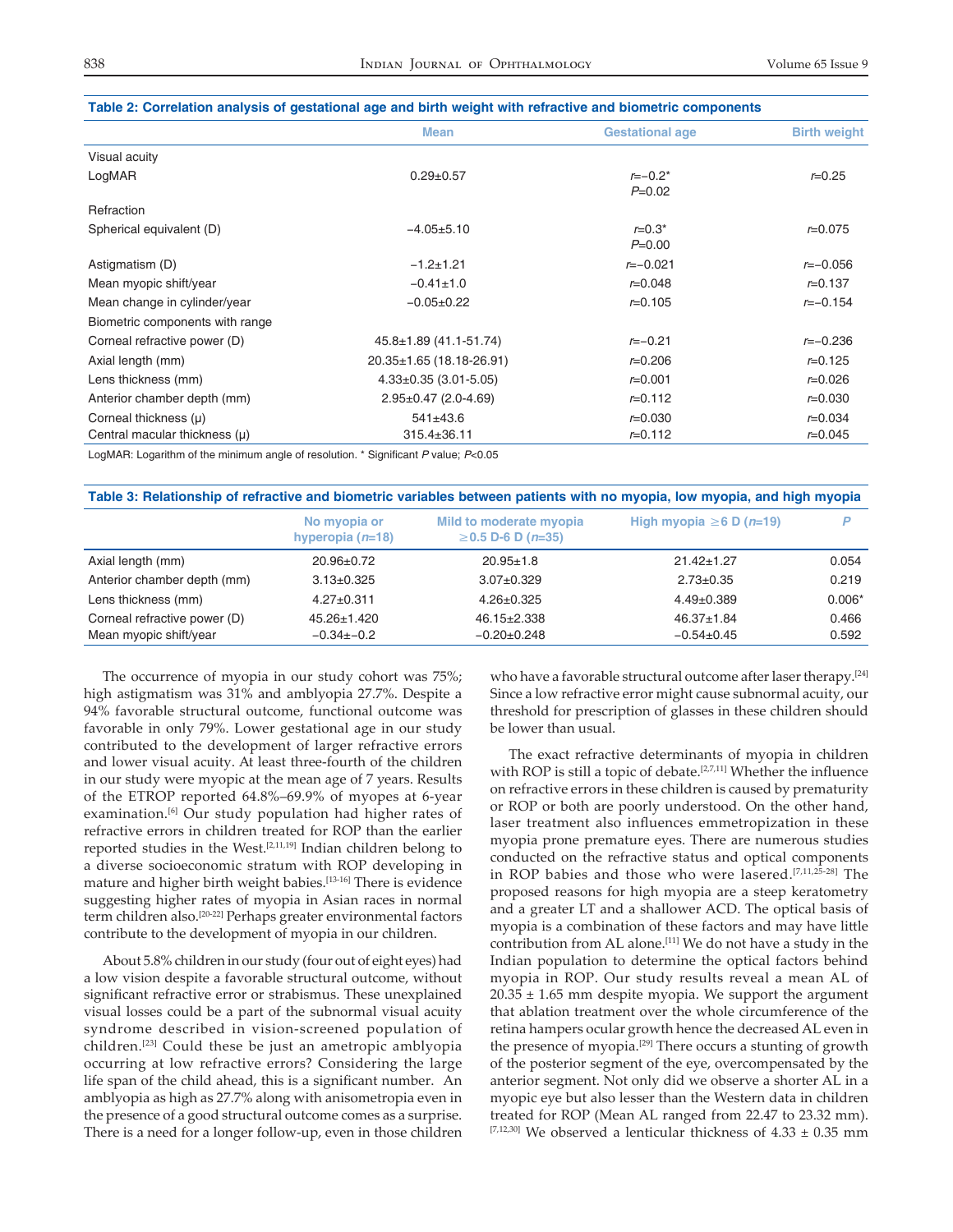**Table 2: Correlation analysis of gestational age and birth weight with refractive and biometric components**

| | Mean | Gestational age | Birth weight |
|---|---|---|---|
| Visual acuity | | | |
| LogMAR | 0.29±0.57 | $r$=−0.2* $P$=0.02 | $r$=0.25 |
| Refraction | | | |
| Spherical equivalent (D) | −4.05±5.10 | $r$=0.3* $P$=0.00 | $r$=0.075 |
| Astigmatism (D) | −1.2±1.21 | $r$=−0.021 | $r$=−0.056 |
| Mean myopic shift/year | −0.41±1.0 | $r$=0.048 | $r$=0.137 |
| Mean change in cylinder/year | −0.05±0.22 | $r$=0.105 | $r$=−0.154 |
| Biometric components with range | | | |
| Corneal refractive power (D) | 45.8±1.89 (41.1-51.74) | $r$=−0.21 | $r$=−0.236 |
| Axial length (mm) | 20.35±1.65 (18.18-26.91) | $r$=0.206 | $r$=0.125 |
| Lens thickness (mm) | 4.33±0.35 (3.01-5.05) | $r$=0.001 | $r$=0.026 |
| Anterior chamber depth (mm) | 2.95±0.47 (2.0-4.69) | $r$=0.112 | $r$=0.030 |
| Corneal thickness (μ) | 541±43.6 | $r$=0.030 | $r$=0.034 |
| Central macular thickness (μ) | 315.4±36.11 | $r$=0.112 | $r$=0.045 |

LogMAR: Logarithm of the minimum angle of resolution. * Significant $P$ value; $P$<0.05

**Table 3: Relationship of refractive and biometric variables between patients with no myopia, low myopia, and high myopia**

| | No myopia or hyperopia ($n$=18) | Mild to moderate myopia ≥0.5 D-6 D ($n$=35) | High myopia ≥6 D ($n$=19) | $P$ |
|---|---|---|---|---|
| Axial length (mm) | 20.96±0.72 | 20.95±1.8 | 21.42±1.27 | 0.054 |
| Anterior chamber depth (mm) | 3.13±0.325 | 3.07±0.329 | 2.73±0.35 | 0.219 |
| Lens thickness (mm) | 4.27±0.311 | 4.26±0.325 | 4.49±0.389 | 0.006* |
| Corneal refractive power (D) | 45.26±1.420 | 46.15±2.338 | 46.37±1.84 | 0.466 |
| Mean myopic shift/year | −0.34±−0.2 | −0.20±0.248 | −0.54±0.45 | 0.592 |

The occurrence of myopia in our study cohort was 75%; high astigmatism was 31% and amblyopia 27.7%. Despite a 94% favorable structural outcome, functional outcome was favorable in only 79%. Lower gestational age in our study contributed to the development of larger refractive errors and lower visual acuity. At least three-fourth of the children in our study were myopic at the mean age of 7 years. Results of the ETROP reported 64.8%–69.9% of myopes at 6-year examination.[6] Our study population had higher rates of refractive errors in children treated for ROP than the earlier reported studies in the West.[2,11,19] Indian children belong to a diverse socioeconomic stratum with ROP developing in mature and higher birth weight babies.[13-16] There is evidence suggesting higher rates of myopia in Asian races in normal term children also.[20-22] Perhaps greater environmental factors contribute to the development of myopia in our children.

About 5.8% children in our study (four out of eight eyes) had a low vision despite a favorable structural outcome, without significant refractive error or strabismus. These unexplained visual losses could be a part of the subnormal visual acuity syndrome described in vision-screened population of children.[23] Could these be just an ametropic amblyopia occurring at low refractive errors? Considering the large life span of the child ahead, this is a significant number. An amblyopia as high as 27.7% along with anisometropia even in the presence of a good structural outcome comes as a surprise. There is a need for a longer follow-up, even in those children who have a favorable structural outcome after laser therapy.[24] Since a low refractive error might cause subnormal acuity, our threshold for prescription of glasses in these children should be lower than usual.

The exact refractive determinants of myopia in children with ROP is still a topic of debate.[2,7,11] Whether the influence on refractive errors in these children is caused by prematurity or ROP or both are poorly understood. On the other hand, laser treatment also influences emmetropization in these myopia prone premature eyes. There are numerous studies conducted on the refractive status and optical components in ROP babies and those who were lasered.[7,11,25-28] The proposed reasons for high myopia are a steep keratometry and a greater LT and a shallower ACD. The optical basis of myopia is a combination of these factors and may have little contribution from AL alone.[11] We do not have a study in the Indian population to determine the optical factors behind myopia in ROP. Our study results reveal a mean AL of 20.35 ± 1.65 mm despite myopia. We support the argument that ablation treatment over the whole circumference of the retina hampers ocular growth hence the decreased AL even in the presence of myopia.[29] There occurs a stunting of growth of the posterior segment of the eye, overcompensated by the anterior segment. Not only did we observe a shorter AL in a myopic eye but also lesser than the Western data in children treated for ROP (Mean AL ranged from 22.47 to 23.32 mm).[7,12,30] We observed a lenticular thickness of 4.33 ± 0.35 mm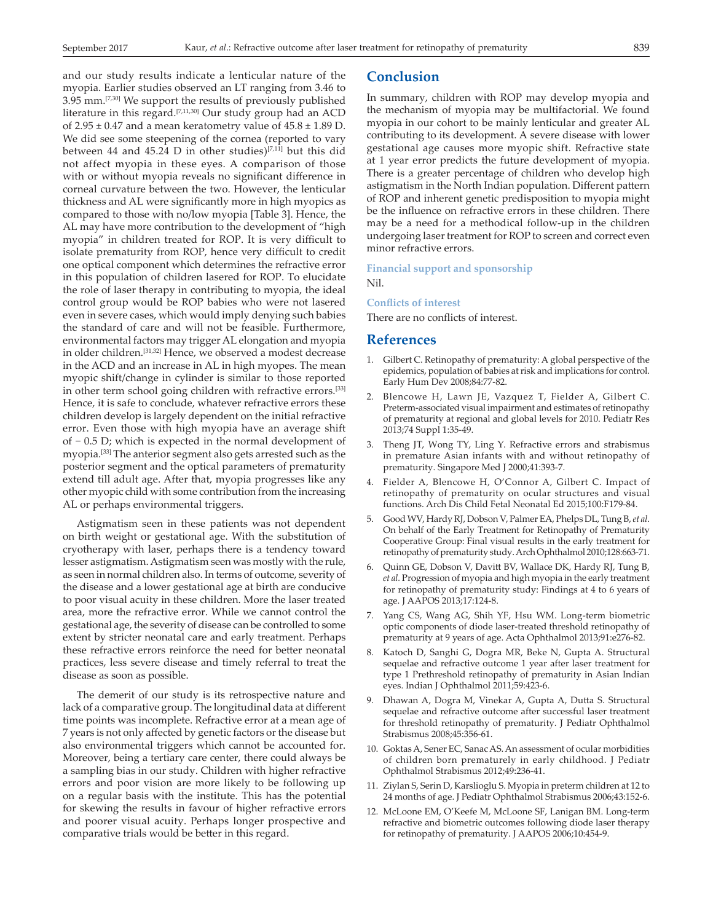and our study results indicate a lenticular nature of the myopia. Earlier studies observed an LT ranging from 3.46 to 3.95 mm.[7,30] We support the results of previously published literature in this regard.[7,11,30] Our study group had an ACD of 2.95 ± 0.47 and a mean keratometry value of 45.8 ± 1.89 D. We did see some steepening of the cornea (reported to vary between 44 and 45.24 D in other studies)[7,11] but this did not affect myopia in these eyes. A comparison of those with or without myopia reveals no significant difference in corneal curvature between the two. However, the lenticular thickness and AL were significantly more in high myopics as compared to those with no/low myopia [Table 3]. Hence, the AL may have more contribution to the development of "high myopia" in children treated for ROP. It is very difficult to isolate prematurity from ROP, hence very difficult to credit one optical component which determines the refractive error in this population of children lasered for ROP. To elucidate the role of laser therapy in contributing to myopia, the ideal control group would be ROP babies who were not lasered even in severe cases, which would imply denying such babies the standard of care and will not be feasible. Furthermore, environmental factors may trigger AL elongation and myopia in older children.[31,32] Hence, we observed a modest decrease in the ACD and an increase in AL in high myopes. The mean myopic shift/change in cylinder is similar to those reported in other term school going children with refractive errors.[33] Hence, it is safe to conclude, whatever refractive errors these children develop is largely dependent on the initial refractive error. Even those with high myopia have an average shift of − 0.5 D; which is expected in the normal development of myopia.[33] The anterior segment also gets arrested such as the posterior segment and the optical parameters of prematurity extend till adult age. After that, myopia progresses like any other myopic child with some contribution from the increasing AL or perhaps environmental triggers.

Astigmatism seen in these patients was not dependent on birth weight or gestational age. With the substitution of cryotherapy with laser, perhaps there is a tendency toward lesser astigmatism. Astigmatism seen was mostly with the rule, as seen in normal children also. In terms of outcome, severity of the disease and a lower gestational age at birth are conducive to poor visual acuity in these children. More the laser treated area, more the refractive error. While we cannot control the gestational age, the severity of disease can be controlled to some extent by stricter neonatal care and early treatment. Perhaps these refractive errors reinforce the need for better neonatal practices, less severe disease and timely referral to treat the disease as soon as possible.

The demerit of our study is its retrospective nature and lack of a comparative group. The longitudinal data at different time points was incomplete. Refractive error at a mean age of 7 years is not only affected by genetic factors or the disease but also environmental triggers which cannot be accounted for. Moreover, being a tertiary care center, there could always be a sampling bias in our study. Children with higher refractive errors and poor vision are more likely to be following up on a regular basis with the institute. This has the potential for skewing the results in favour of higher refractive errors and poorer visual acuity. Perhaps longer prospective and comparative trials would be better in this regard.

## Conclusion

In summary, children with ROP may develop myopia and the mechanism of myopia may be multifactorial. We found myopia in our cohort to be mainly lenticular and greater AL contributing to its development. A severe disease with lower gestational age causes more myopic shift. Refractive state at 1 year error predicts the future development of myopia. There is a greater percentage of children who develop high astigmatism in the North Indian population. Different pattern of ROP and inherent genetic predisposition to myopia might be the influence on refractive errors in these children. There may be a need for a methodical follow-up in the children undergoing laser treatment for ROP to screen and correct even minor refractive errors.

### Financial support and sponsorship

Nil.

### Conflicts of interest

There are no conflicts of interest.

## References

1. Gilbert C. Retinopathy of prematurity: A global perspective of the epidemics, population of babies at risk and implications for control. Early Hum Dev 2008;84:77-82.
2. Blencowe H, Lawn JE, Vazquez T, Fielder A, Gilbert C. Preterm-associated visual impairment and estimates of retinopathy of prematurity at regional and global levels for 2010. Pediatr Res 2013;74 Suppl 1:35-49.
3. Theng JT, Wong TY, Ling Y. Refractive errors and strabismus in premature Asian infants with and without retinopathy of prematurity. Singapore Med J 2000;41:393-7.
4. Fielder A, Blencowe H, O'Connor A, Gilbert C. Impact of retinopathy of prematurity on ocular structures and visual functions. Arch Dis Child Fetal Neonatal Ed 2015;100:F179-84.
5. Good WV, Hardy RJ, Dobson V, Palmer EA, Phelps DL, Tung B, *et al*. On behalf of the Early Treatment for Retinopathy of Prematurity Cooperative Group: Final visual results in the early treatment for retinopathy of prematurity study. Arch Ophthalmol 2010;128:663-71.
6. Quinn GE, Dobson V, Davitt BV, Wallace DK, Hardy RJ, Tung B, *et al.* Progression of myopia and high myopia in the early treatment for retinopathy of prematurity study: Findings at 4 to 6 years of age. J AAPOS 2013;17:124-8.
7. Yang CS, Wang AG, Shih YF, Hsu WM. Long-term biometric optic components of diode laser-treated threshold retinopathy of prematurity at 9 years of age. Acta Ophthalmol 2013;91:e276-82.
8. Katoch D, Sanghi G, Dogra MR, Beke N, Gupta A. Structural sequelae and refractive outcome 1 year after laser treatment for type 1 Prethreshold retinopathy of prematurity in Asian Indian eyes. Indian J Ophthalmol 2011;59:423-6.
9. Dhawan A, Dogra M, Vinekar A, Gupta A, Dutta S. Structural sequelae and refractive outcome after successful laser treatment for threshold retinopathy of prematurity. J Pediatr Ophthalmol Strabismus 2008;45:356-61.
10. Goktas A, Sener EC, Sanac AS. An assessment of ocular morbidities of children born prematurely in early childhood. J Pediatr Ophthalmol Strabismus 2012;49:236-41.
11. Ziylan S, Serin D, Karslioglu S. Myopia in preterm children at 12 to 24 months of age. J Pediatr Ophthalmol Strabismus 2006;43:152-6.
12. McLoone EM, O'Keefe M, McLoone SF, Lanigan BM. Long-term refractive and biometric outcomes following diode laser therapy for retinopathy of prematurity. J AAPOS 2006;10:454-9.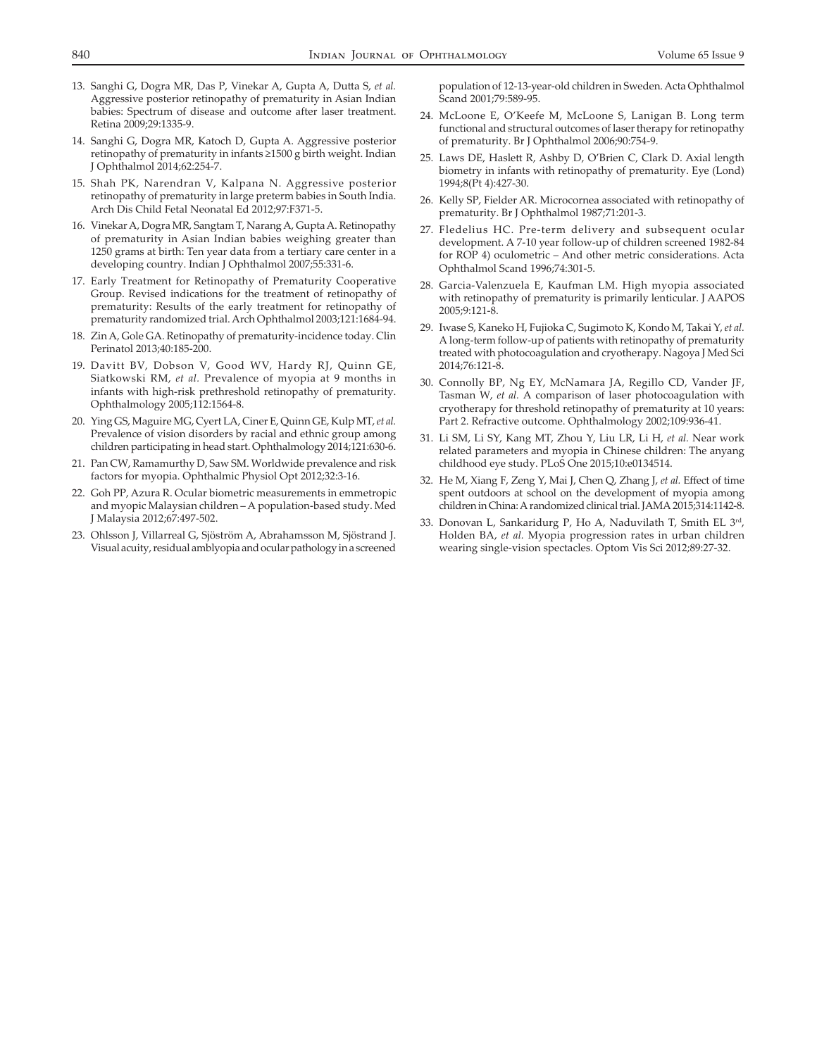13. Sanghi G, Dogra MR, Das P, Vinekar A, Gupta A, Dutta S, *et al.* Aggressive posterior retinopathy of prematurity in Asian Indian babies: Spectrum of disease and outcome after laser treatment. Retina 2009;29:1335-9.
14. Sanghi G, Dogra MR, Katoch D, Gupta A. Aggressive posterior retinopathy of prematurity in infants ≥1500 g birth weight. Indian J Ophthalmol 2014;62:254-7.
15. Shah PK, Narendran V, Kalpana N. Aggressive posterior retinopathy of prematurity in large preterm babies in South India. Arch Dis Child Fetal Neonatal Ed 2012;97:F371-5.
16. Vinekar A, Dogra MR, Sangtam T, Narang A, Gupta A. Retinopathy of prematurity in Asian Indian babies weighing greater than 1250 grams at birth: Ten year data from a tertiary care center in a developing country. Indian J Ophthalmol 2007;55:331-6.
17. Early Treatment for Retinopathy of Prematurity Cooperative Group. Revised indications for the treatment of retinopathy of prematurity: Results of the early treatment for retinopathy of prematurity randomized trial. Arch Ophthalmol 2003;121:1684-94.
18. Zin A, Gole GA. Retinopathy of prematurity-incidence today. Clin Perinatol 2013;40:185-200.
19. Davitt BV, Dobson V, Good WV, Hardy RJ, Quinn GE, Siatkowski RM, *et al.* Prevalence of myopia at 9 months in infants with high-risk prethreshold retinopathy of prematurity. Ophthalmology 2005;112:1564-8.
20. Ying GS, Maguire MG, Cyert LA, Ciner E, Quinn GE, Kulp MT, *et al.* Prevalence of vision disorders by racial and ethnic group among children participating in head start. Ophthalmology 2014;121:630-6.
21. Pan CW, Ramamurthy D, Saw SM. Worldwide prevalence and risk factors for myopia. Ophthalmic Physiol Opt 2012;32:3-16.
22. Goh PP, Azura R. Ocular biometric measurements in emmetropic and myopic Malaysian children – A population-based study. Med J Malaysia 2012;67:497-502.
23. Ohlsson J, Villarreal G, Sjöström A, Abrahamsson M, Sjöstrand J. Visual acuity, residual amblyopia and ocular pathology in a screened population of 12-13-year-old children in Sweden. Acta Ophthalmol Scand 2001;79:589-95.
24. McLoone E, O'Keefe M, McLoone S, Lanigan B. Long term functional and structural outcomes of laser therapy for retinopathy of prematurity. Br J Ophthalmol 2006;90:754-9.
25. Laws DE, Haslett R, Ashby D, O'Brien C, Clark D. Axial length biometry in infants with retinopathy of prematurity. Eye (Lond) 1994;8(Pt 4):427-30.
26. Kelly SP, Fielder AR. Microcornea associated with retinopathy of prematurity. Br J Ophthalmol 1987;71:201-3.
27. Fledelius HC. Pre-term delivery and subsequent ocular development. A 7-10 year follow-up of children screened 1982-84 for ROP 4) oculometric – And other metric considerations. Acta Ophthalmol Scand 1996;74:301-5.
28. Garcia-Valenzuela E, Kaufman LM. High myopia associated with retinopathy of prematurity is primarily lenticular. J AAPOS 2005;9:121-8.
29. Iwase S, Kaneko H, Fujioka C, Sugimoto K, Kondo M, Takai Y, *et al.* A long-term follow-up of patients with retinopathy of prematurity treated with photocoagulation and cryotherapy. Nagoya J Med Sci 2014;76:121-8.
30. Connolly BP, Ng EY, McNamara JA, Regillo CD, Vander JF, Tasman W, *et al.* A comparison of laser photocoagulation with cryotherapy for threshold retinopathy of prematurity at 10 years: Part 2. Refractive outcome. Ophthalmology 2002;109:936-41.
31. Li SM, Li SY, Kang MT, Zhou Y, Liu LR, Li H, *et al.* Near work related parameters and myopia in Chinese children: The anyang childhood eye study. PLoS One 2015;10:e0134514.
32. He M, Xiang F, Zeng Y, Mai J, Chen Q, Zhang J, *et al.* Effect of time spent outdoors at school on the development of myopia among children in China: A randomized clinical trial. JAMA 2015;314:1142-8.
33. Donovan L, Sankaridurg P, Ho A, Naduvilath T, Smith EL 3rd, Holden BA, *et al.* Myopia progression rates in urban children wearing single-vision spectacles. Optom Vis Sci 2012;89:27-32.